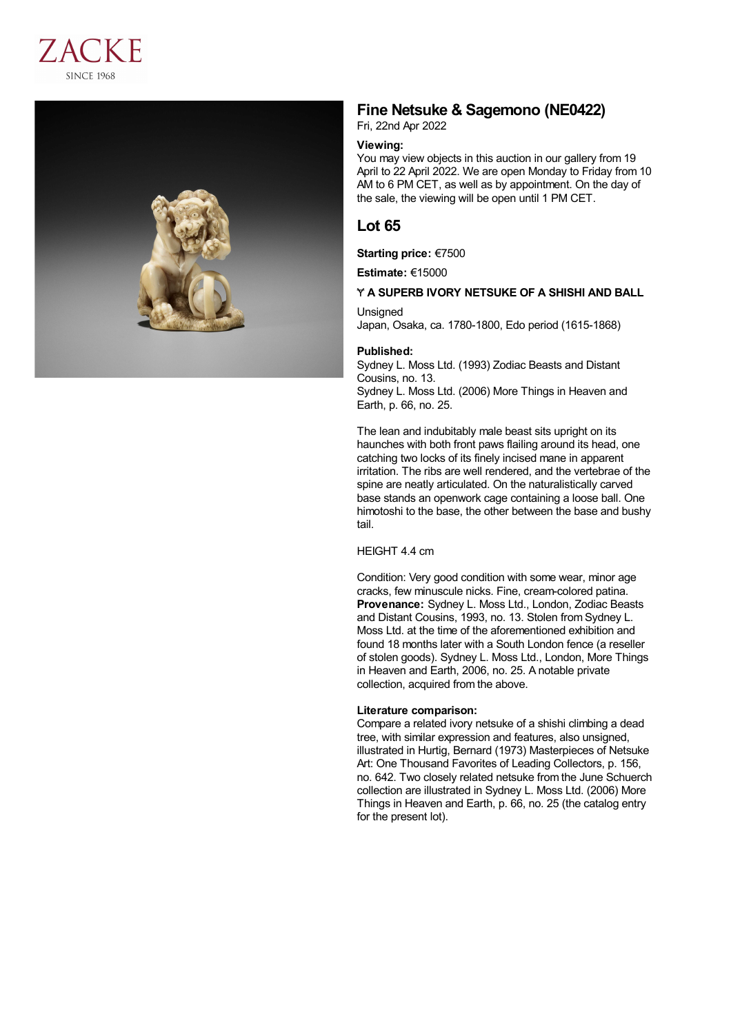ZACKE
SINCE 1968

# Fine Netsuke & Sagemono (NE0422)

Fri, 22nd Apr 2022

**Viewing:**
You may view objects in this auction in our gallery from 19 April to 22 April 2022. We are open Monday to Friday from 10 AM to 6 PM CET, as well as by appointment. On the day of the sale, the viewing will be open until 1 PM CET.

## Lot 65

**Starting price:** €7500

**Estimate:** €15000

**Ɏ A SUPERB IVORY NETSUKE OF A SHISHI AND BALL**

Unsigned
Japan, Osaka, ca. 1780-1800, Edo period (1615-1868)

**Published:**
Sydney L. Moss Ltd. (1993) Zodiac Beasts and Distant Cousins, no. 13.
Sydney L. Moss Ltd. (2006) More Things in Heaven and Earth, p. 66, no. 25.

The lean and indubitably male beast sits upright on its haunches with both front paws flailing around its head, one catching two locks of its finely incised mane in apparent irritation. The ribs are well rendered, and the vertebrae of the spine are neatly articulated. On the naturalistically carved base stands an openwork cage containing a loose ball. One himotoshi to the base, the other between the base and bushy tail.

HEIGHT 4.4 cm

Condition: Very good condition with some wear, minor age cracks, few minuscule nicks. Fine, cream-colored patina.
**Provenance:** Sydney L. Moss Ltd., London, Zodiac Beasts and Distant Cousins, 1993, no. 13. Stolen from Sydney L. Moss Ltd. at the time of the aforementioned exhibition and found 18 months later with a South London fence (a reseller of stolen goods). Sydney L. Moss Ltd., London, More Things in Heaven and Earth, 2006, no. 25. A notable private collection, acquired from the above.

**Literature comparison:**
Compare a related ivory netsuke of a shishi climbing a dead tree, with similar expression and features, also unsigned, illustrated in Hurtig, Bernard (1973) Masterpieces of Netsuke Art: One Thousand Favorites of Leading Collectors, p. 156, no. 642. Two closely related netsuke from the June Schuerch collection are illustrated in Sydney L. Moss Ltd. (2006) More Things in Heaven and Earth, p. 66, no. 25 (the catalog entry for the present lot).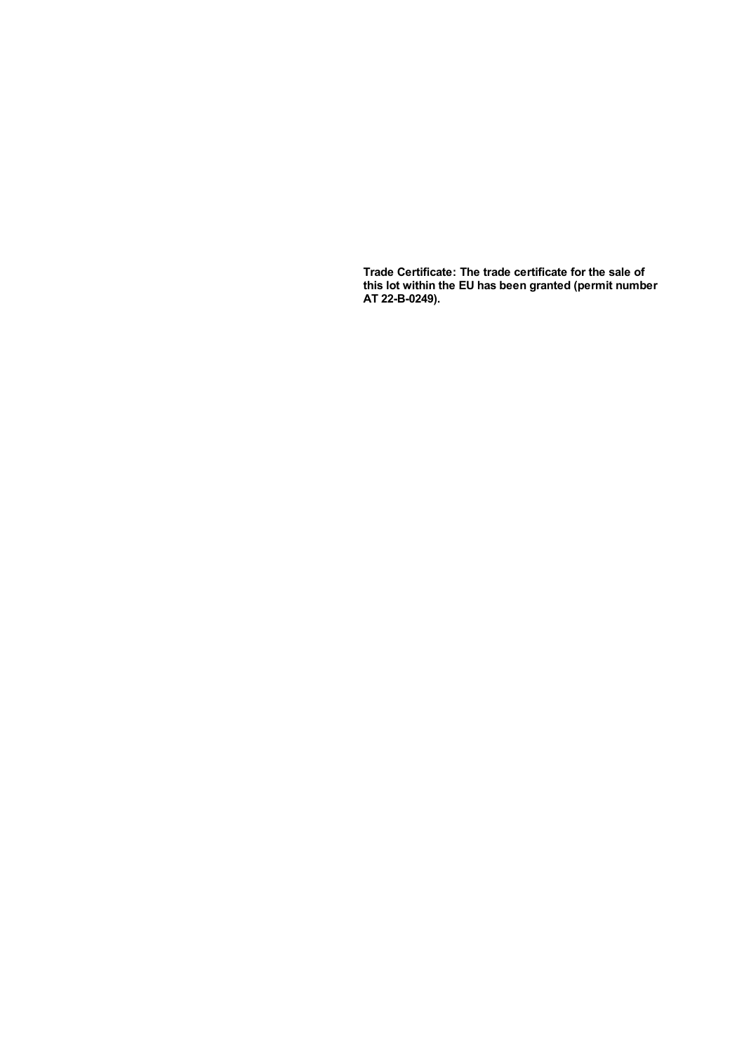**Trade Certificate: The trade certificate for the sale of this lot within the EU has been granted (permit number AT 22-B-0249).**